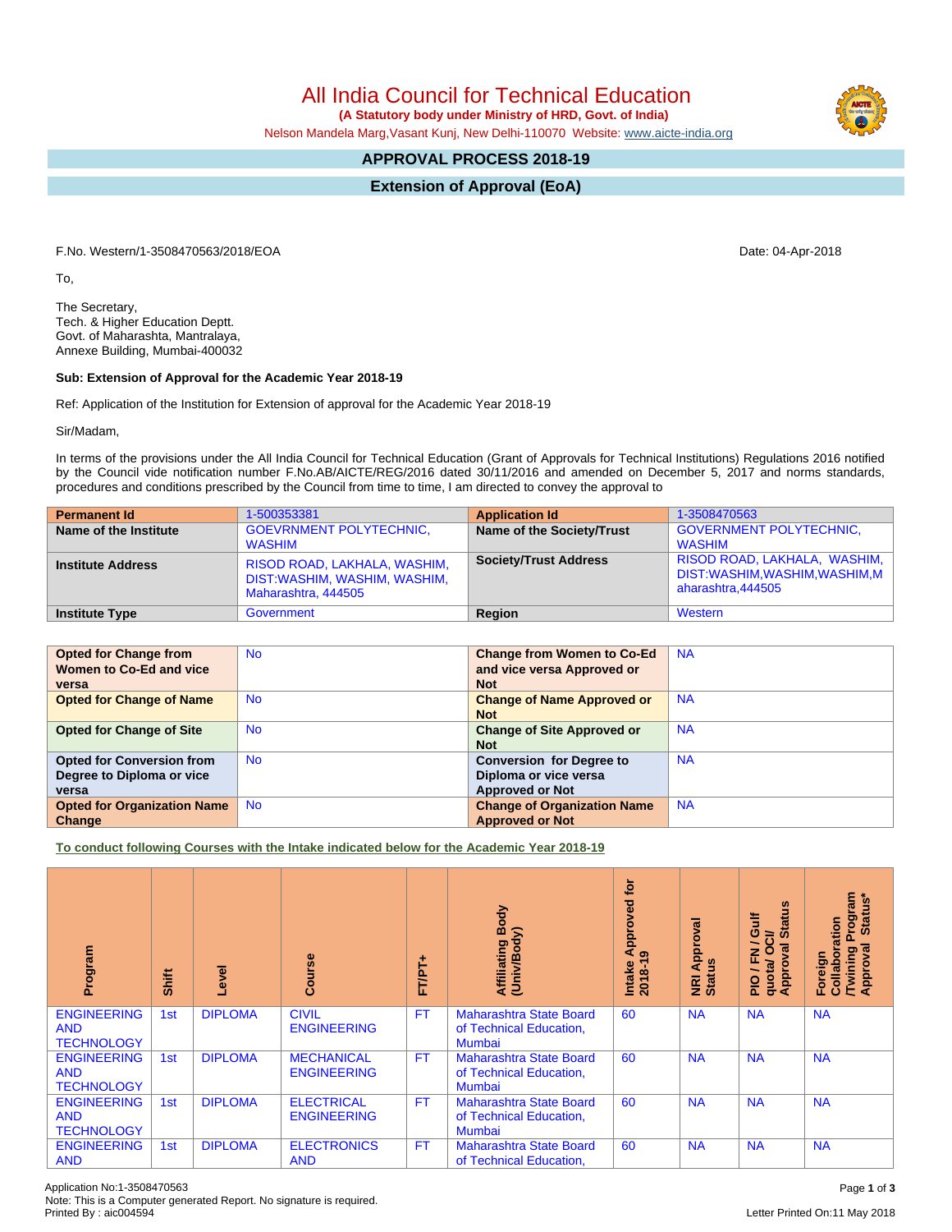# All India Council for Technical Education

**(A Statutory body under Ministry of HRD, Govt. of India)**

Nelson Mandela Marg,Vasant Kunj, New Delhi-110070 Website: www.aicte-india.org

## APPROVAL PROCESS 2018-19

## Extension of Approval (EoA)

F.No. Western/1-3508470563/2018/EOA

Date: 04-Apr-2018

To,

The Secretary,
Tech. & Higher Education Deptt.
Govt. of Maharashta, Mantralaya,
Annexe Building, Mumbai-400032

**Sub: Extension of Approval for the Academic Year 2018-19**

Ref: Application of the Institution for Extension of approval for the Academic Year 2018-19

Sir/Madam,

In terms of the provisions under the All India Council for Technical Education (Grant of Approvals for Technical Institutions) Regulations 2016 notified by the Council vide notification number F.No.AB/AICTE/REG/2016 dated 30/11/2016 and amended on December 5, 2017 and norms standards, procedures and conditions prescribed by the Council from time to time, I am directed to convey the approval to

| **Permanent Id** | 1-500353381 | **Application Id** | 1-3508470563 |
|---|---|---|---|
| **Name of the Institute** | GOEVRNMENT POLYTECHNIC, WASHIM | **Name of the Society/Trust** | GOVERNMENT POLYTECHNIC, WASHIM |
| **Institute Address** | RISOD ROAD, LAKHALA, WASHIM, DIST:WASHIM, WASHIM, WASHIM, Maharashtra, 444505 | **Society/Trust Address** | RISOD ROAD, LAKHALA, WASHIM, DIST:WASHIM,WASHIM,WASHIM,Maharashtra,444505 |
| **Institute Type** | Government | **Region** | Western |

| **Opted for Change from Women to Co-Ed and vice versa** | No | **Change from Women to Co-Ed and vice versa Approved or Not** | NA |
|---|---|---|---|
| **Opted for Change of Name** | No | **Change of Name Approved or Not** | NA |
| **Opted for Change of Site** | No | **Change of Site Approved or Not** | NA |
| **Opted for Conversion from Degree to Diploma or vice versa** | No | **Conversion for Degree to Diploma or vice versa Approved or Not** | NA |
| **Opted for Organization Name Change** | No | **Change of Organization Name Approved or Not** | NA |

**To conduct following Courses with the Intake indicated below for the Academic Year 2018-19**

| Program | Shift | Level | Course | FT/PT+ | Affiliating Body (Univ/Body) | Intake Approved for 2018-19 | NRI Approval Status | PIO / FN / Gulf quota/ OCI/ Approval Status | Foreign Collaboration /Twining Program Approval Status* |
|---|---|---|---|---|---|---|---|---|---|
| ENGINEERING AND TECHNOLOGY | 1st | DIPLOMA | CIVIL ENGINEERING | FT | Maharashtra State Board of Technical Education, Mumbai | 60 | NA | NA | NA |
| ENGINEERING AND TECHNOLOGY | 1st | DIPLOMA | MECHANICAL ENGINEERING | FT | Maharashtra State Board of Technical Education, Mumbai | 60 | NA | NA | NA |
| ENGINEERING AND TECHNOLOGY | 1st | DIPLOMA | ELECTRICAL ENGINEERING | FT | Maharashtra State Board of Technical Education, Mumbai | 60 | NA | NA | NA |
| ENGINEERING AND | 1st | DIPLOMA | ELECTRONICS AND | FT | Maharashtra State Board of Technical Education, | 60 | NA | NA | NA |

Application No:1-3508470563
Note: This is a Computer generated Report. No signature is required.
Printed By : aic004594

Letter Printed On:11 May 2018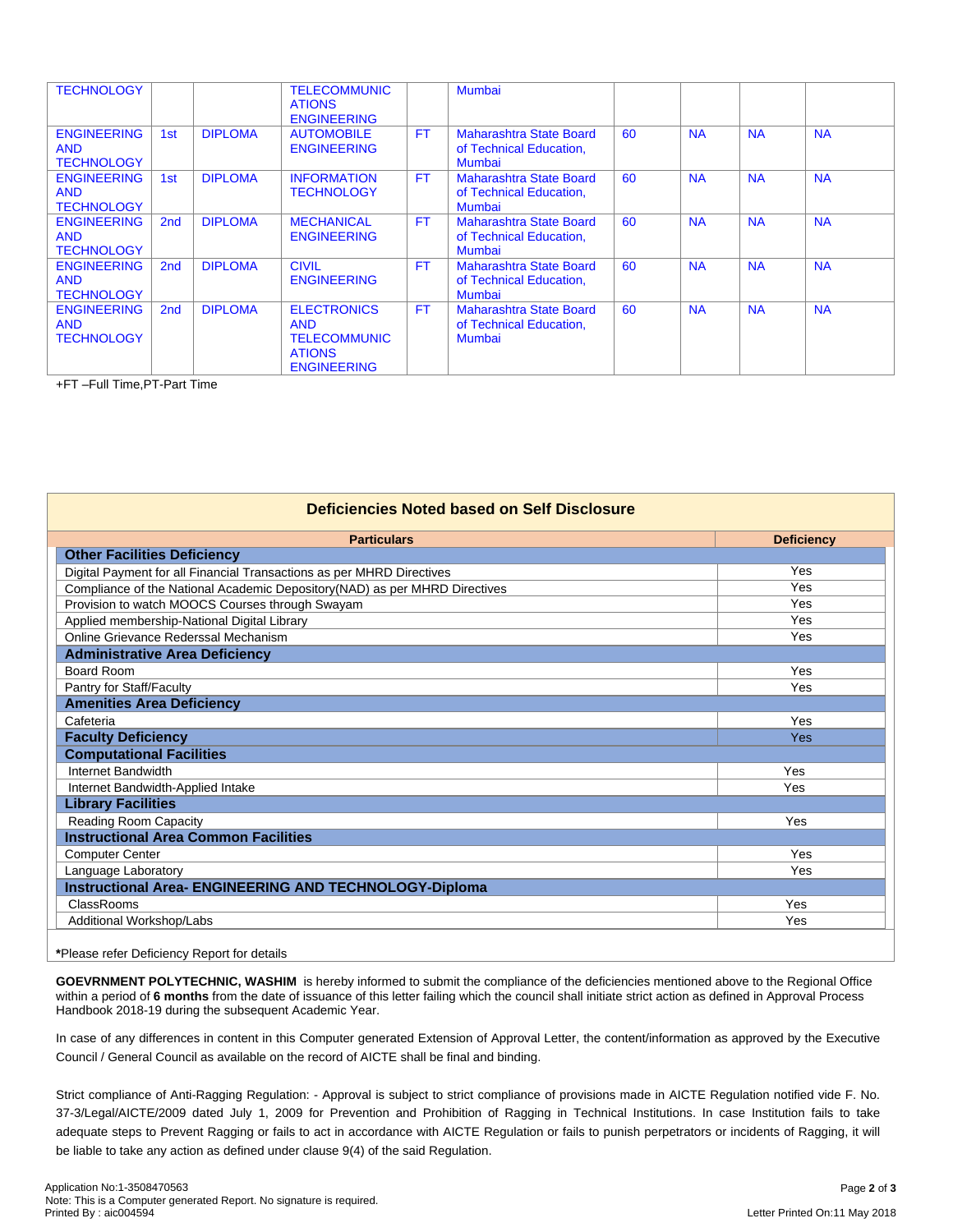| | | | | | | | | | |
|---|---|---|---|---|---|---|---|---|---|
| TECHNOLOGY | | | TELECOMMUNICATIONS ENGINEERING | | Mumbai | | | | |
| ENGINEERING AND TECHNOLOGY | 1st | DIPLOMA | AUTOMOBILE ENGINEERING | FT | Maharashtra State Board of Technical Education, Mumbai | 60 | NA | NA | NA |
| ENGINEERING AND TECHNOLOGY | 1st | DIPLOMA | INFORMATION TECHNOLOGY | FT | Maharashtra State Board of Technical Education, Mumbai | 60 | NA | NA | NA |
| ENGINEERING AND TECHNOLOGY | 2nd | DIPLOMA | MECHANICAL ENGINEERING | FT | Maharashtra State Board of Technical Education, Mumbai | 60 | NA | NA | NA |
| ENGINEERING AND TECHNOLOGY | 2nd | DIPLOMA | CIVIL ENGINEERING | FT | Maharashtra State Board of Technical Education, Mumbai | 60 | NA | NA | NA |
| ENGINEERING AND TECHNOLOGY | 2nd | DIPLOMA | ELECTRONICS AND TELECOMMUNICATIONS ENGINEERING | FT | Maharashtra State Board of Technical Education, Mumbai | 60 | NA | NA | NA |

+FT –Full Time,PT-Part Time

## Deficiencies Noted based on Self Disclosure

| Particulars | Deficiency |
|---|---|
| **Other Facilities Deficiency** | |
| Digital Payment for all Financial Transactions as per MHRD Directives | Yes |
| Compliance of the National Academic Depository(NAD) as per MHRD Directives | Yes |
| Provision to watch MOOCS Courses through Swayam | Yes |
| Applied membership-National Digital Library | Yes |
| Online Grievance Rederssal Mechanism | Yes |
| **Administrative Area Deficiency** | |
| Board Room | Yes |
| Pantry for Staff/Faculty | Yes |
| **Amenities Area Deficiency** | |
| Cafeteria | Yes |
| **Faculty Deficiency** | Yes |
| **Computational Facilities** | |
| Internet Bandwidth | Yes |
| Internet Bandwidth-Applied Intake | Yes |
| **Library Facilities** | |
| Reading Room Capacity | Yes |
| **Instructional Area Common Facilities** | |
| Computer Center | Yes |
| Language Laboratory | Yes |
| **Instructional Area- ENGINEERING AND TECHNOLOGY-Diploma** | |
| ClassRooms | Yes |
| Additional Workshop/Labs | Yes |

***Please refer Deficiency Report for details**

**GOEVRNMENT POLYTECHNIC, WASHIM** is hereby informed to submit the compliance of the deficiencies mentioned above to the Regional Office within a period of **6 months** from the date of issuance of this letter failing which the council shall initiate strict action as defined in Approval Process Handbook 2018-19 during the subsequent Academic Year.

In case of any differences in content in this Computer generated Extension of Approval Letter, the content/information as approved by the Executive Council / General Council as available on the record of AICTE shall be final and binding.

Strict compliance of Anti-Ragging Regulation: - Approval is subject to strict compliance of provisions made in AICTE Regulation notified vide F. No. 37-3/Legal/AICTE/2009 dated July 1, 2009 for Prevention and Prohibition of Ragging in Technical Institutions. In case Institution fails to take adequate steps to Prevent Ragging or fails to act in accordance with AICTE Regulation or fails to punish perpetrators or incidents of Ragging, it will be liable to take any action as defined under clause 9(4) of the said Regulation.

Application No:1-3508470563
Note: This is a Computer generated Report. No signature is required.
Printed By : aic004594

Letter Printed On:11 May 2018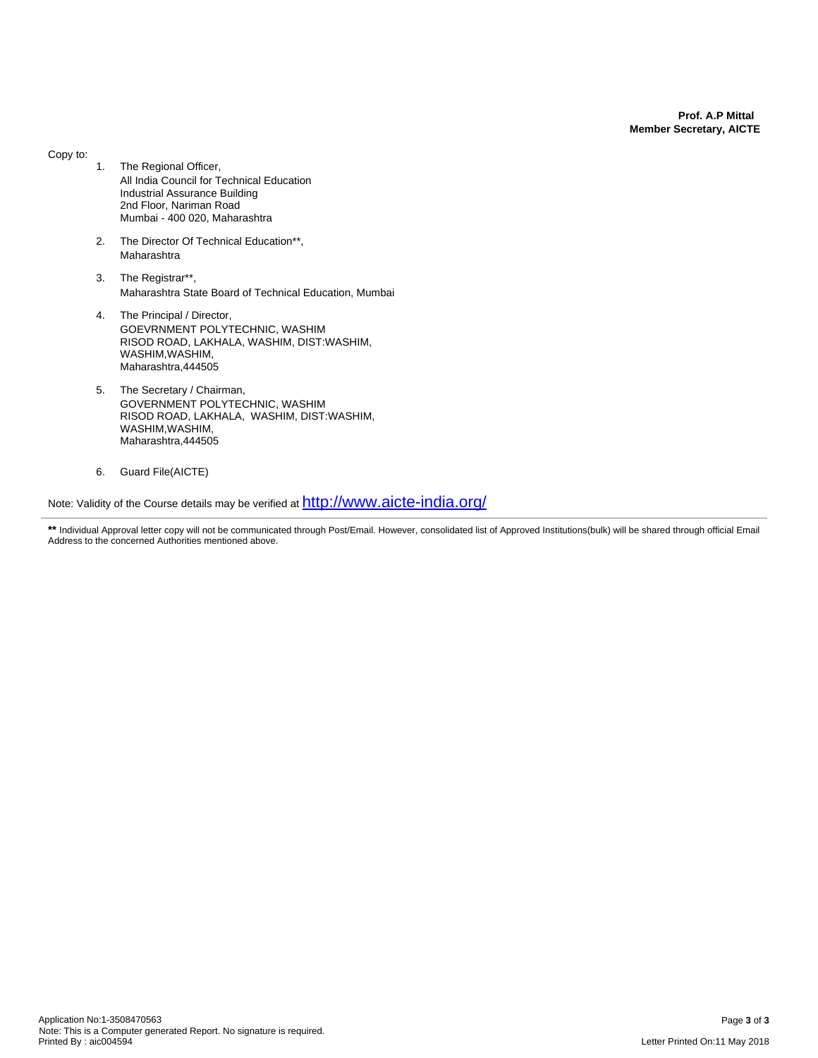**Prof. A.P Mittal**
**Member Secretary, AICTE**

Copy to:

1. The Regional Officer,
   All India Council for Technical Education
   Industrial Assurance Building
   2nd Floor, Nariman Road
   Mumbai - 400 020, Maharashtra

2. The Director Of Technical Education**,
   Maharashtra

3. The Registrar**,
   Maharashtra State Board of Technical Education, Mumbai

4. The Principal / Director,
   GOEVRNMENT POLYTECHNIC, WASHIM
   RISOD ROAD, LAKHALA, WASHIM, DIST:WASHIM,
   WASHIM,WASHIM,
   Maharashtra,444505

5. The Secretary / Chairman,
   GOVERNMENT POLYTECHNIC, WASHIM
   RISOD ROAD, LAKHALA, WASHIM, DIST:WASHIM,
   WASHIM,WASHIM,
   Maharashtra,444505

6. Guard File(AICTE)

Note: Validity of the Course details may be verified at http://www.aicte-india.org/

---

**\*\*** Individual Approval letter copy will not be communicated through Post/Email. However, consolidated list of Approved Institutions(bulk) will be shared through official Email Address to the concerned Authorities mentioned above.

Application No:1-3508470563
Note: This is a Computer generated Report. No signature is required.
Printed By : aic004594

Letter Printed On:11 May 2018